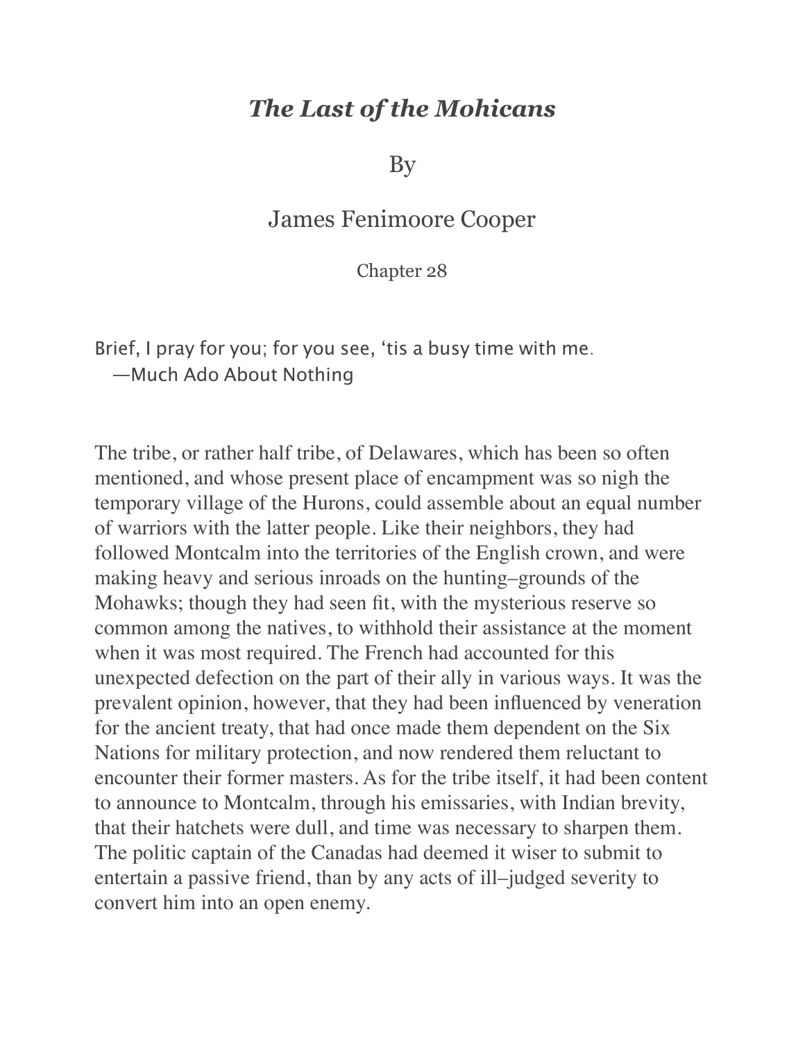# *The Last of the Mohicans*

By

James Fenimoore Cooper

Chapter 28

Brief, I pray for you; for you see, 'tis a busy time with me.
—Much Ado About Nothing

The tribe, or rather half tribe, of Delawares, which has been so often mentioned, and whose present place of encampment was so nigh the temporary village of the Hurons, could assemble about an equal number of warriors with the latter people. Like their neighbors, they had followed Montcalm into the territories of the English crown, and were making heavy and serious inroads on the hunting–grounds of the Mohawks; though they had seen fit, with the mysterious reserve so common among the natives, to withhold their assistance at the moment when it was most required. The French had accounted for this unexpected defection on the part of their ally in various ways. It was the prevalent opinion, however, that they had been influenced by veneration for the ancient treaty, that had once made them dependent on the Six Nations for military protection, and now rendered them reluctant to encounter their former masters. As for the tribe itself, it had been content to announce to Montcalm, through his emissaries, with Indian brevity, that their hatchets were dull, and time was necessary to sharpen them. The politic captain of the Canadas had deemed it wiser to submit to entertain a passive friend, than by any acts of ill–judged severity to convert him into an open enemy.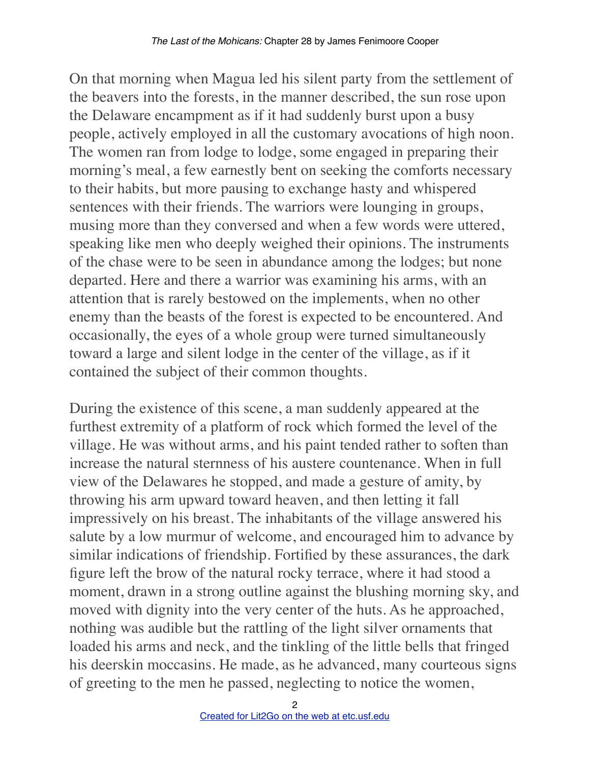On that morning when Magua led his silent party from the settlement of the beavers into the forests, in the manner described, the sun rose upon the Delaware encampment as if it had suddenly burst upon a busy people, actively employed in all the customary avocations of high noon. The women ran from lodge to lodge, some engaged in preparing their morning's meal, a few earnestly bent on seeking the comforts necessary to their habits, but more pausing to exchange hasty and whispered sentences with their friends. The warriors were lounging in groups, musing more than they conversed and when a few words were uttered, speaking like men who deeply weighed their opinions. The instruments of the chase were to be seen in abundance among the lodges; but none departed. Here and there a warrior was examining his arms, with an attention that is rarely bestowed on the implements, when no other enemy than the beasts of the forest is expected to be encountered. And occasionally, the eyes of a whole group were turned simultaneously toward a large and silent lodge in the center of the village, as if it contained the subject of their common thoughts.

During the existence of this scene, a man suddenly appeared at the furthest extremity of a platform of rock which formed the level of the village. He was without arms, and his paint tended rather to soften than increase the natural sternness of his austere countenance. When in full view of the Delawares he stopped, and made a gesture of amity, by throwing his arm upward toward heaven, and then letting it fall impressively on his breast. The inhabitants of the village answered his salute by a low murmur of welcome, and encouraged him to advance by similar indications of friendship. Fortified by these assurances, the dark figure left the brow of the natural rocky terrace, where it had stood a moment, drawn in a strong outline against the blushing morning sky, and moved with dignity into the very center of the huts. As he approached, nothing was audible but the rattling of the light silver ornaments that loaded his arms and neck, and the tinkling of the little bells that fringed his deerskin moccasins. He made, as he advanced, many courteous signs of greeting to the men he passed, neglecting to notice the women,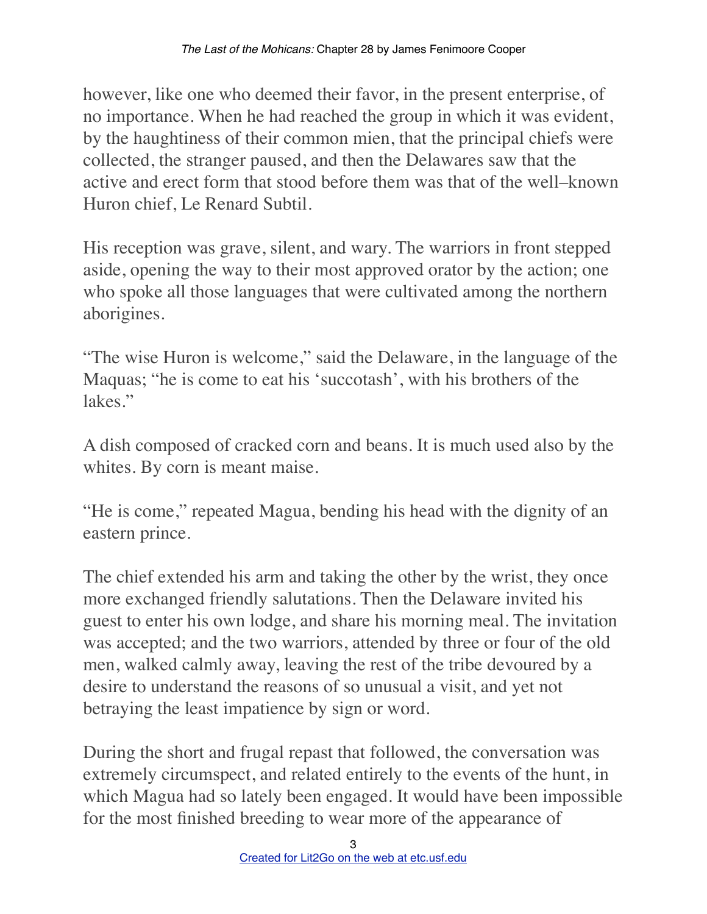however, like one who deemed their favor, in the present enterprise, of no importance. When he had reached the group in which it was evident, by the haughtiness of their common mien, that the principal chiefs were collected, the stranger paused, and then the Delawares saw that the active and erect form that stood before them was that of the well–known Huron chief, Le Renard Subtil.

His reception was grave, silent, and wary. The warriors in front stepped aside, opening the way to their most approved orator by the action; one who spoke all those languages that were cultivated among the northern aborigines.

"The wise Huron is welcome," said the Delaware, in the language of the Maquas; "he is come to eat his 'succotash', with his brothers of the lakes."

A dish composed of cracked corn and beans. It is much used also by the whites. By corn is meant maise.

"He is come," repeated Magua, bending his head with the dignity of an eastern prince.

The chief extended his arm and taking the other by the wrist, they once more exchanged friendly salutations. Then the Delaware invited his guest to enter his own lodge, and share his morning meal. The invitation was accepted; and the two warriors, attended by three or four of the old men, walked calmly away, leaving the rest of the tribe devoured by a desire to understand the reasons of so unusual a visit, and yet not betraying the least impatience by sign or word.

During the short and frugal repast that followed, the conversation was extremely circumspect, and related entirely to the events of the hunt, in which Magua had so lately been engaged. It would have been impossible for the most finished breeding to wear more of the appearance of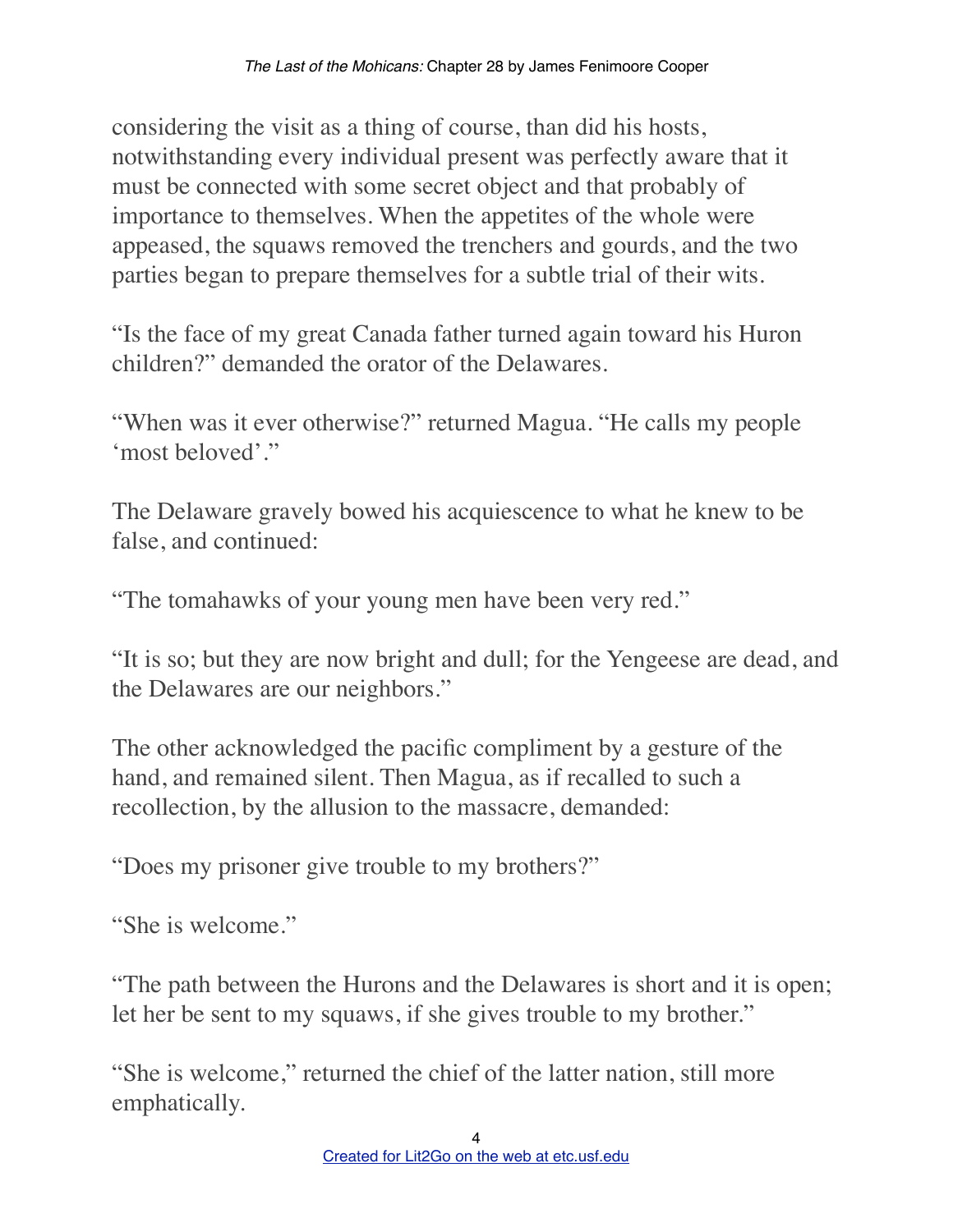considering the visit as a thing of course, than did his hosts, notwithstanding every individual present was perfectly aware that it must be connected with some secret object and that probably of importance to themselves. When the appetites of the whole were appeased, the squaws removed the trenchers and gourds, and the two parties began to prepare themselves for a subtle trial of their wits.

"Is the face of my great Canada father turned again toward his Huron children?" demanded the orator of the Delawares.

"When was it ever otherwise?" returned Magua. "He calls my people 'most beloved'."

The Delaware gravely bowed his acquiescence to what he knew to be false, and continued:

"The tomahawks of your young men have been very red."

"It is so; but they are now bright and dull; for the Yengeese are dead, and the Delawares are our neighbors."

The other acknowledged the pacific compliment by a gesture of the hand, and remained silent. Then Magua, as if recalled to such a recollection, by the allusion to the massacre, demanded:

"Does my prisoner give trouble to my brothers?"

"She is welcome."

"The path between the Hurons and the Delawares is short and it is open; let her be sent to my squaws, if she gives trouble to my brother."

"She is welcome," returned the chief of the latter nation, still more emphatically.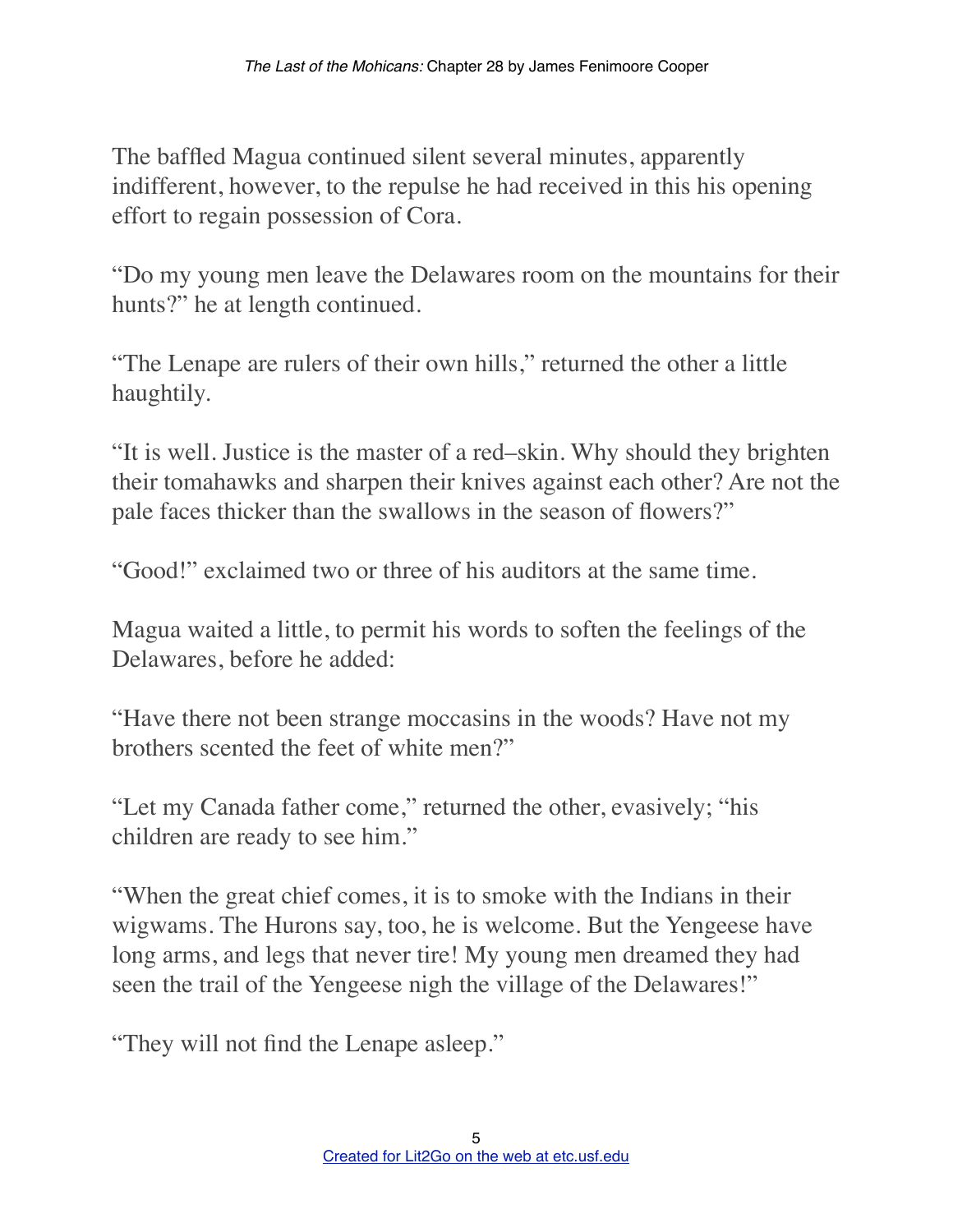The baffled Magua continued silent several minutes, apparently indifferent, however, to the repulse he had received in this his opening effort to regain possession of Cora.

“Do my young men leave the Delawares room on the mountains for their hunts?” he at length continued.

“The Lenape are rulers of their own hills,” returned the other a little haughtily.

“It is well. Justice is the master of a red–skin. Why should they brighten their tomahawks and sharpen their knives against each other? Are not the pale faces thicker than the swallows in the season of flowers?”

“Good!” exclaimed two or three of his auditors at the same time.

Magua waited a little, to permit his words to soften the feelings of the Delawares, before he added:

“Have there not been strange moccasins in the woods? Have not my brothers scented the feet of white men?”

“Let my Canada father come,” returned the other, evasively; “his children are ready to see him.”

“When the great chief comes, it is to smoke with the Indians in their wigwams. The Hurons say, too, he is welcome. But the Yengeese have long arms, and legs that never tire! My young men dreamed they had seen the trail of the Yengeese nigh the village of the Delawares!”

“They will not find the Lenape asleep.”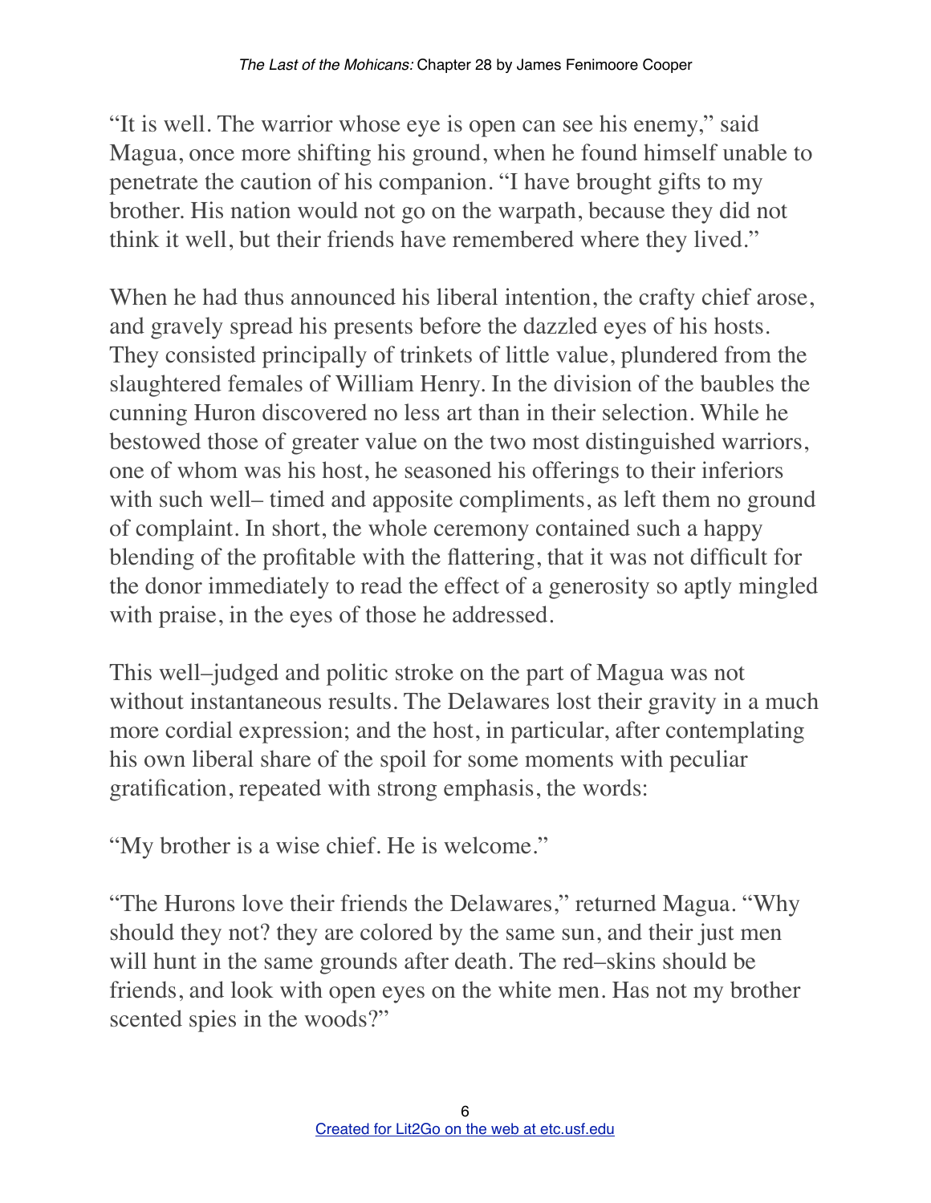"It is well. The warrior whose eye is open can see his enemy," said Magua, once more shifting his ground, when he found himself unable to penetrate the caution of his companion. "I have brought gifts to my brother. His nation would not go on the warpath, because they did not think it well, but their friends have remembered where they lived."

When he had thus announced his liberal intention, the crafty chief arose, and gravely spread his presents before the dazzled eyes of his hosts. They consisted principally of trinkets of little value, plundered from the slaughtered females of William Henry. In the division of the baubles the cunning Huron discovered no less art than in their selection. While he bestowed those of greater value on the two most distinguished warriors, one of whom was his host, he seasoned his offerings to their inferiors with such well– timed and apposite compliments, as left them no ground of complaint. In short, the whole ceremony contained such a happy blending of the profitable with the flattering, that it was not difficult for the donor immediately to read the effect of a generosity so aptly mingled with praise, in the eyes of those he addressed.

This well–judged and politic stroke on the part of Magua was not without instantaneous results. The Delawares lost their gravity in a much more cordial expression; and the host, in particular, after contemplating his own liberal share of the spoil for some moments with peculiar gratification, repeated with strong emphasis, the words:

"My brother is a wise chief. He is welcome."

"The Hurons love their friends the Delawares," returned Magua. "Why should they not? they are colored by the same sun, and their just men will hunt in the same grounds after death. The red–skins should be friends, and look with open eyes on the white men. Has not my brother scented spies in the woods?"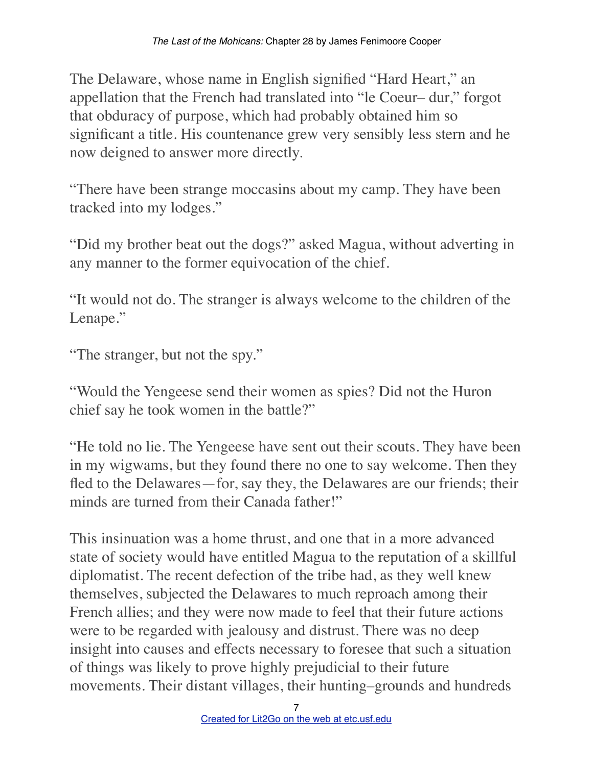The Delaware, whose name in English signified "Hard Heart," an appellation that the French had translated into "le Coeur– dur," forgot that obduracy of purpose, which had probably obtained him so significant a title. His countenance grew very sensibly less stern and he now deigned to answer more directly.

"There have been strange moccasins about my camp. They have been tracked into my lodges."

"Did my brother beat out the dogs?" asked Magua, without adverting in any manner to the former equivocation of the chief.

"It would not do. The stranger is always welcome to the children of the Lenape."

"The stranger, but not the spy."

"Would the Yengeese send their women as spies? Did not the Huron chief say he took women in the battle?"

"He told no lie. The Yengeese have sent out their scouts. They have been in my wigwams, but they found there no one to say welcome. Then they fled to the Delawares—for, say they, the Delawares are our friends; their minds are turned from their Canada father!"

This insinuation was a home thrust, and one that in a more advanced state of society would have entitled Magua to the reputation of a skillful diplomatist. The recent defection of the tribe had, as they well knew themselves, subjected the Delawares to much reproach among their French allies; and they were now made to feel that their future actions were to be regarded with jealousy and distrust. There was no deep insight into causes and effects necessary to foresee that such a situation of things was likely to prove highly prejudicial to their future movements. Their distant villages, their hunting–grounds and hundreds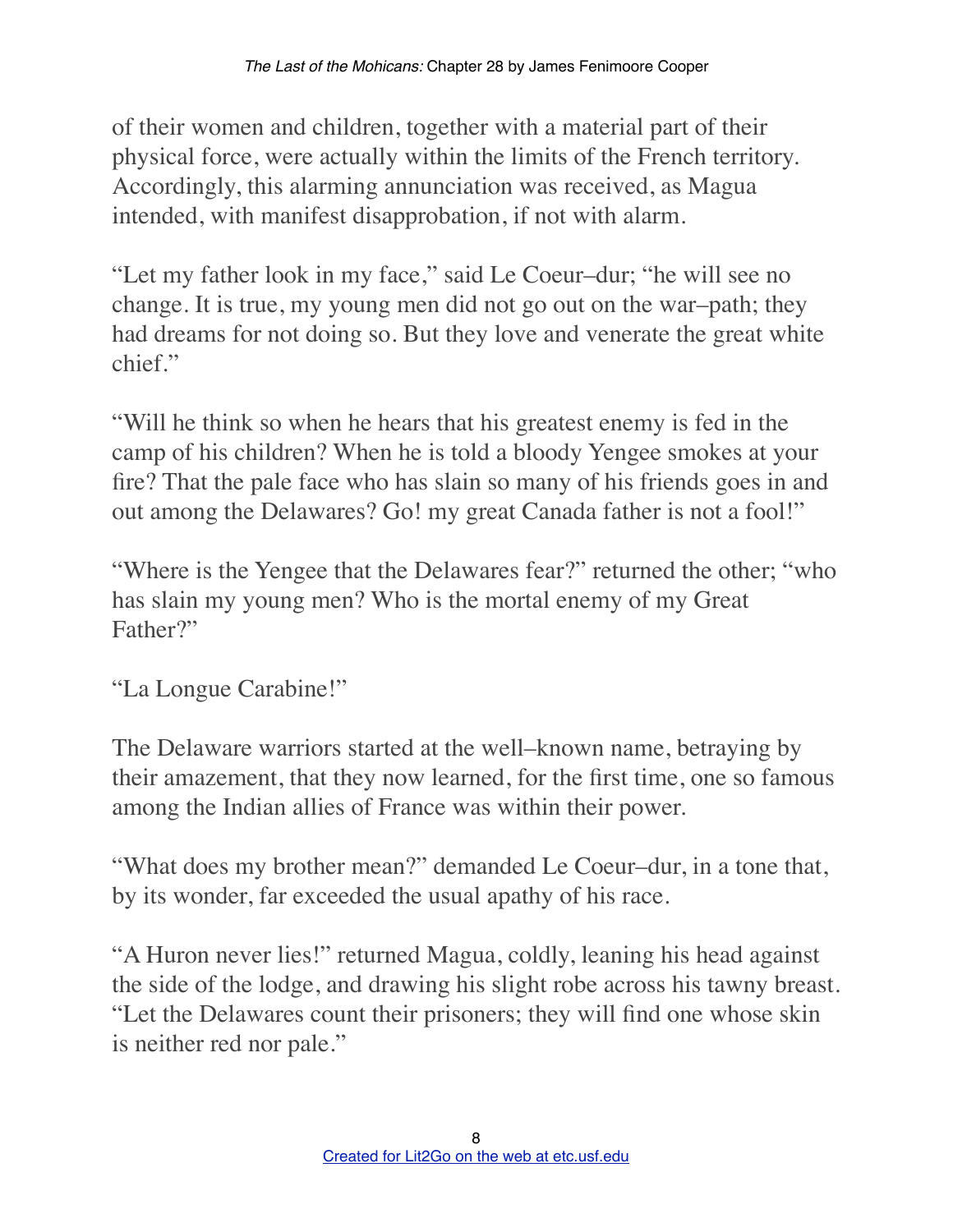of their women and children, together with a material part of their physical force, were actually within the limits of the French territory. Accordingly, this alarming annunciation was received, as Magua intended, with manifest disapprobation, if not with alarm.

"Let my father look in my face," said Le Coeur–dur; "he will see no change. It is true, my young men did not go out on the war–path; they had dreams for not doing so. But they love and venerate the great white chief."

"Will he think so when he hears that his greatest enemy is fed in the camp of his children? When he is told a bloody Yengee smokes at your fire? That the pale face who has slain so many of his friends goes in and out among the Delawares? Go! my great Canada father is not a fool!"

"Where is the Yengee that the Delawares fear?" returned the other; "who has slain my young men? Who is the mortal enemy of my Great Father?"

"La Longue Carabine!"

The Delaware warriors started at the well–known name, betraying by their amazement, that they now learned, for the first time, one so famous among the Indian allies of France was within their power.

"What does my brother mean?" demanded Le Coeur–dur, in a tone that, by its wonder, far exceeded the usual apathy of his race.

"A Huron never lies!" returned Magua, coldly, leaning his head against the side of the lodge, and drawing his slight robe across his tawny breast. "Let the Delawares count their prisoners; they will find one whose skin is neither red nor pale."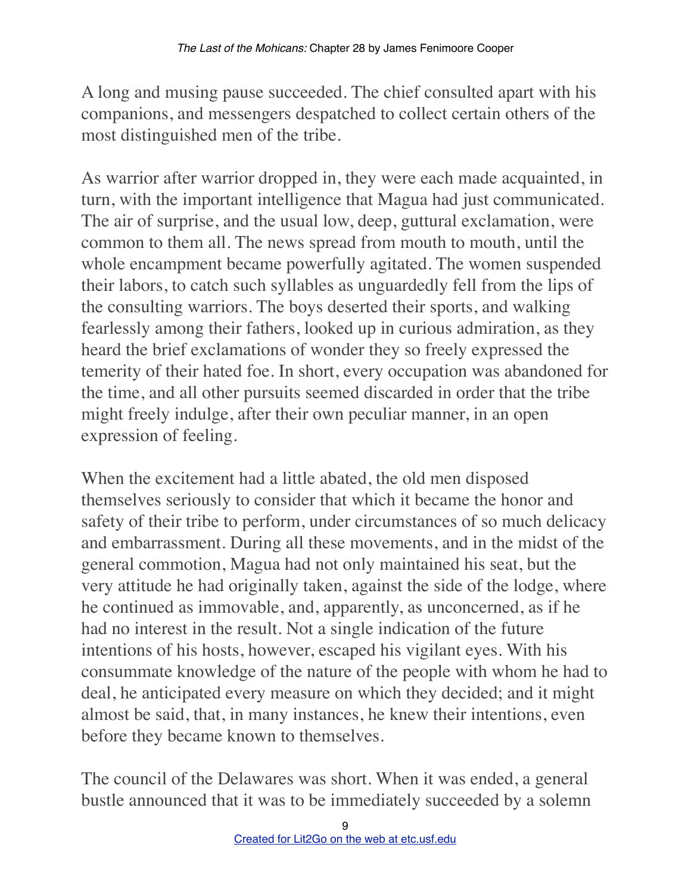A long and musing pause succeeded. The chief consulted apart with his companions, and messengers despatched to collect certain others of the most distinguished men of the tribe.

As warrior after warrior dropped in, they were each made acquainted, in turn, with the important intelligence that Magua had just communicated. The air of surprise, and the usual low, deep, guttural exclamation, were common to them all. The news spread from mouth to mouth, until the whole encampment became powerfully agitated. The women suspended their labors, to catch such syllables as unguardedly fell from the lips of the consulting warriors. The boys deserted their sports, and walking fearlessly among their fathers, looked up in curious admiration, as they heard the brief exclamations of wonder they so freely expressed the temerity of their hated foe. In short, every occupation was abandoned for the time, and all other pursuits seemed discarded in order that the tribe might freely indulge, after their own peculiar manner, in an open expression of feeling.

When the excitement had a little abated, the old men disposed themselves seriously to consider that which it became the honor and safety of their tribe to perform, under circumstances of so much delicacy and embarrassment. During all these movements, and in the midst of the general commotion, Magua had not only maintained his seat, but the very attitude he had originally taken, against the side of the lodge, where he continued as immovable, and, apparently, as unconcerned, as if he had no interest in the result. Not a single indication of the future intentions of his hosts, however, escaped his vigilant eyes. With his consummate knowledge of the nature of the people with whom he had to deal, he anticipated every measure on which they decided; and it might almost be said, that, in many instances, he knew their intentions, even before they became known to themselves.

The council of the Delawares was short. When it was ended, a general bustle announced that it was to be immediately succeeded by a solemn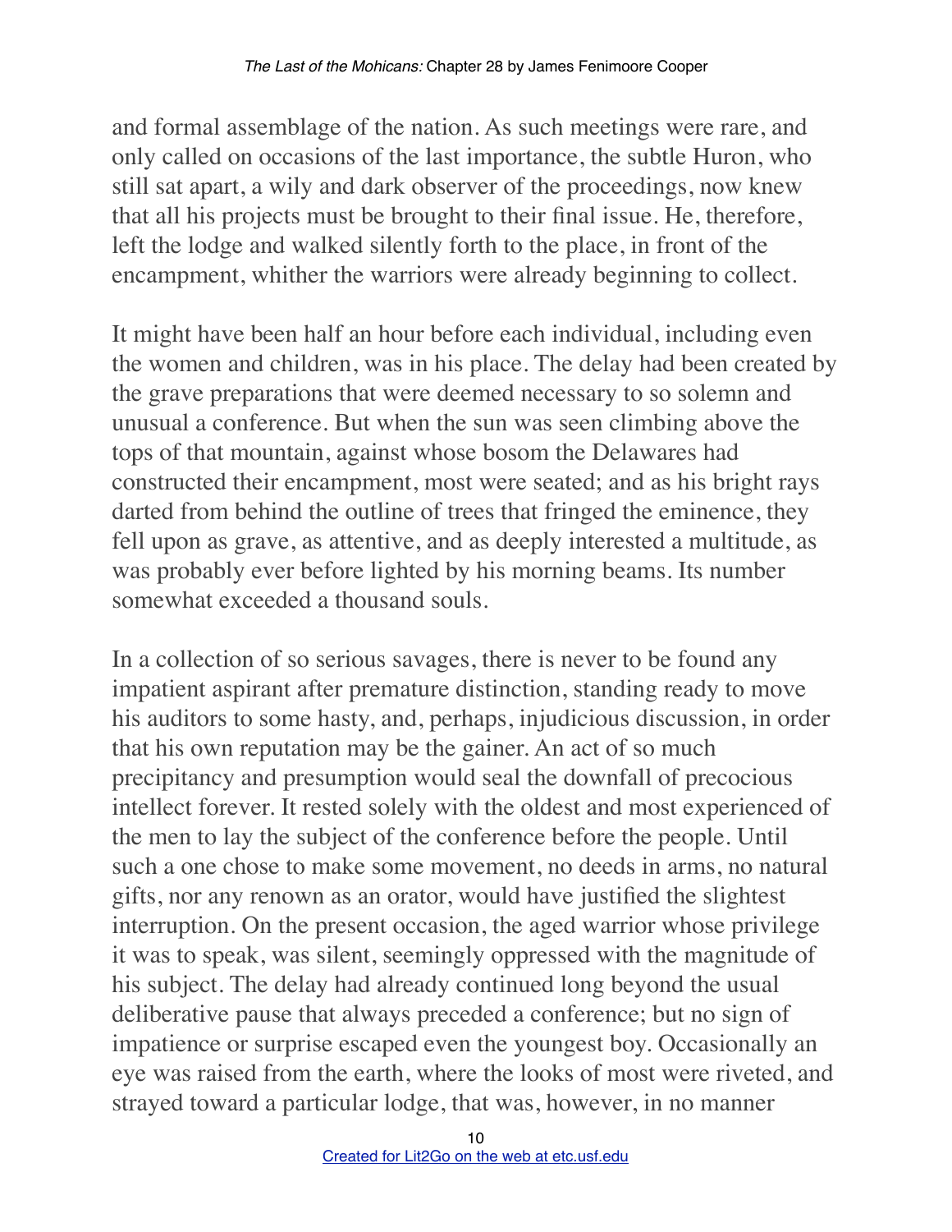and formal assemblage of the nation. As such meetings were rare, and only called on occasions of the last importance, the subtle Huron, who still sat apart, a wily and dark observer of the proceedings, now knew that all his projects must be brought to their final issue. He, therefore, left the lodge and walked silently forth to the place, in front of the encampment, whither the warriors were already beginning to collect.

It might have been half an hour before each individual, including even the women and children, was in his place. The delay had been created by the grave preparations that were deemed necessary to so solemn and unusual a conference. But when the sun was seen climbing above the tops of that mountain, against whose bosom the Delawares had constructed their encampment, most were seated; and as his bright rays darted from behind the outline of trees that fringed the eminence, they fell upon as grave, as attentive, and as deeply interested a multitude, as was probably ever before lighted by his morning beams. Its number somewhat exceeded a thousand souls.

In a collection of so serious savages, there is never to be found any impatient aspirant after premature distinction, standing ready to move his auditors to some hasty, and, perhaps, injudicious discussion, in order that his own reputation may be the gainer. An act of so much precipitancy and presumption would seal the downfall of precocious intellect forever. It rested solely with the oldest and most experienced of the men to lay the subject of the conference before the people. Until such a one chose to make some movement, no deeds in arms, no natural gifts, nor any renown as an orator, would have justified the slightest interruption. On the present occasion, the aged warrior whose privilege it was to speak, was silent, seemingly oppressed with the magnitude of his subject. The delay had already continued long beyond the usual deliberative pause that always preceded a conference; but no sign of impatience or surprise escaped even the youngest boy. Occasionally an eye was raised from the earth, where the looks of most were riveted, and strayed toward a particular lodge, that was, however, in no manner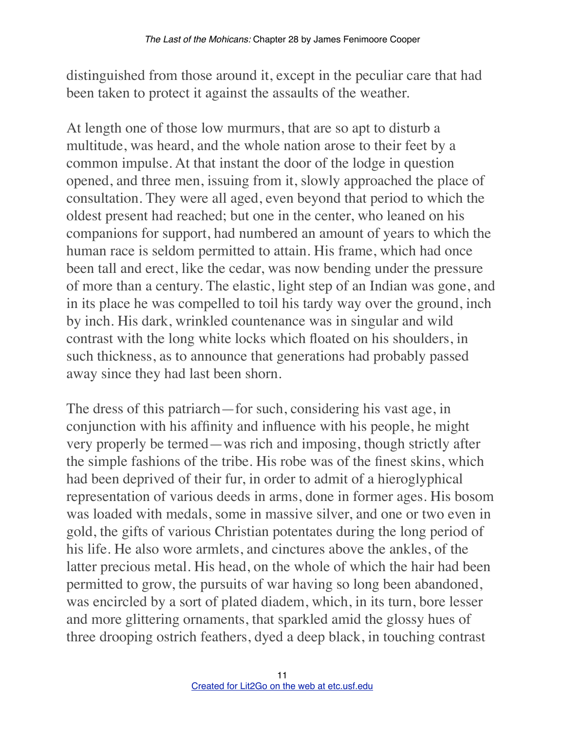distinguished from those around it, except in the peculiar care that had been taken to protect it against the assaults of the weather.

At length one of those low murmurs, that are so apt to disturb a multitude, was heard, and the whole nation arose to their feet by a common impulse. At that instant the door of the lodge in question opened, and three men, issuing from it, slowly approached the place of consultation. They were all aged, even beyond that period to which the oldest present had reached; but one in the center, who leaned on his companions for support, had numbered an amount of years to which the human race is seldom permitted to attain. His frame, which had once been tall and erect, like the cedar, was now bending under the pressure of more than a century. The elastic, light step of an Indian was gone, and in its place he was compelled to toil his tardy way over the ground, inch by inch. His dark, wrinkled countenance was in singular and wild contrast with the long white locks which floated on his shoulders, in such thickness, as to announce that generations had probably passed away since they had last been shorn.

The dress of this patriarch—for such, considering his vast age, in conjunction with his affinity and influence with his people, he might very properly be termed—was rich and imposing, though strictly after the simple fashions of the tribe. His robe was of the finest skins, which had been deprived of their fur, in order to admit of a hieroglyphical representation of various deeds in arms, done in former ages. His bosom was loaded with medals, some in massive silver, and one or two even in gold, the gifts of various Christian potentates during the long period of his life. He also wore armlets, and cinctures above the ankles, of the latter precious metal. His head, on the whole of which the hair had been permitted to grow, the pursuits of war having so long been abandoned, was encircled by a sort of plated diadem, which, in its turn, bore lesser and more glittering ornaments, that sparkled amid the glossy hues of three drooping ostrich feathers, dyed a deep black, in touching contrast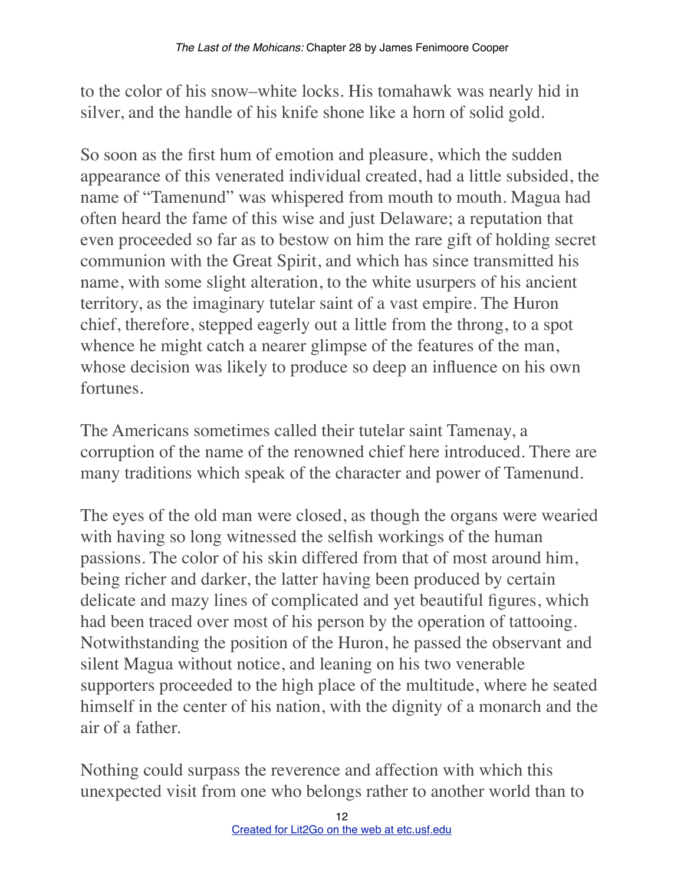to the color of his snow–white locks. His tomahawk was nearly hid in silver, and the handle of his knife shone like a horn of solid gold.

So soon as the first hum of emotion and pleasure, which the sudden appearance of this venerated individual created, had a little subsided, the name of "Tamenund" was whispered from mouth to mouth. Magua had often heard the fame of this wise and just Delaware; a reputation that even proceeded so far as to bestow on him the rare gift of holding secret communion with the Great Spirit, and which has since transmitted his name, with some slight alteration, to the white usurpers of his ancient territory, as the imaginary tutelar saint of a vast empire. The Huron chief, therefore, stepped eagerly out a little from the throng, to a spot whence he might catch a nearer glimpse of the features of the man, whose decision was likely to produce so deep an influence on his own fortunes.

The Americans sometimes called their tutelar saint Tamenay, a corruption of the name of the renowned chief here introduced. There are many traditions which speak of the character and power of Tamenund.

The eyes of the old man were closed, as though the organs were wearied with having so long witnessed the selfish workings of the human passions. The color of his skin differed from that of most around him, being richer and darker, the latter having been produced by certain delicate and mazy lines of complicated and yet beautiful figures, which had been traced over most of his person by the operation of tattooing. Notwithstanding the position of the Huron, he passed the observant and silent Magua without notice, and leaning on his two venerable supporters proceeded to the high place of the multitude, where he seated himself in the center of his nation, with the dignity of a monarch and the air of a father.

Nothing could surpass the reverence and affection with which this unexpected visit from one who belongs rather to another world than to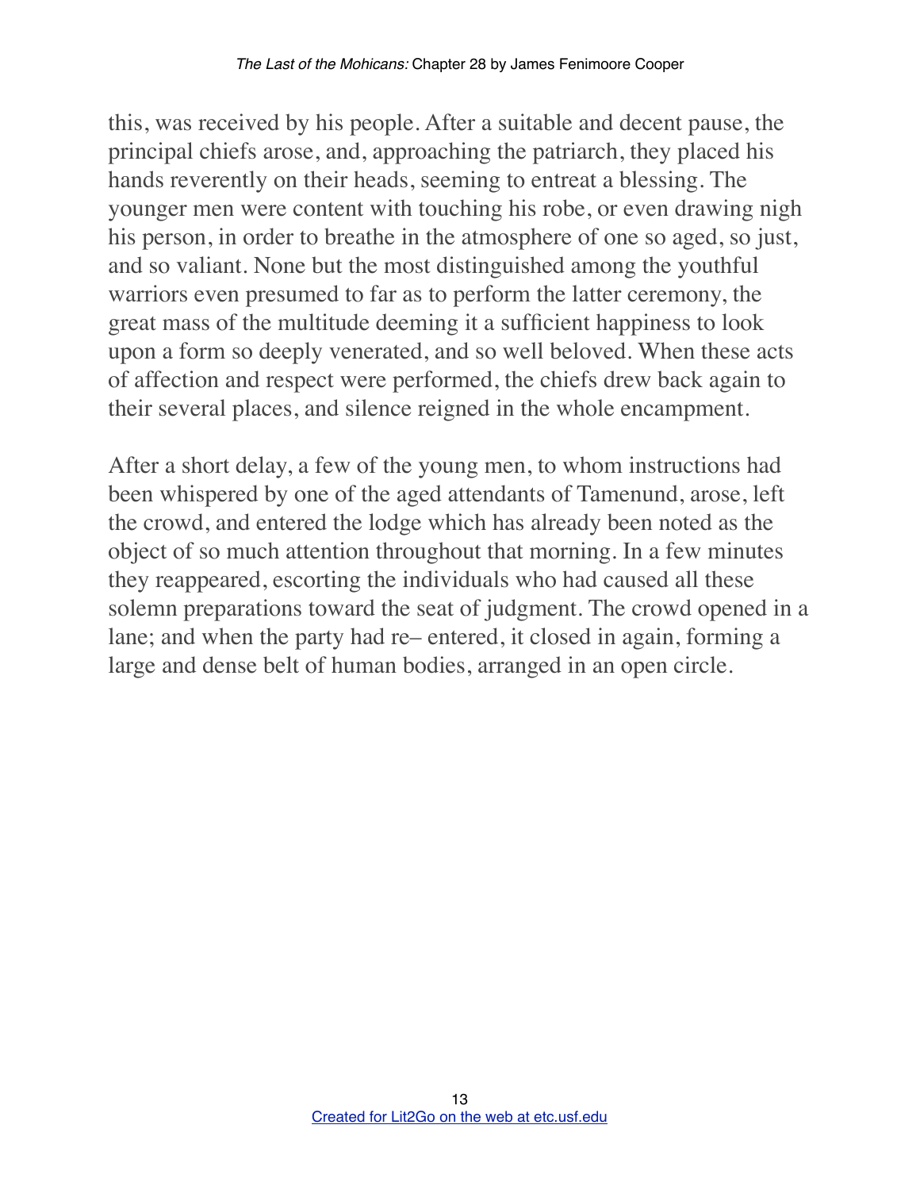this, was received by his people. After a suitable and decent pause, the principal chiefs arose, and, approaching the patriarch, they placed his hands reverently on their heads, seeming to entreat a blessing. The younger men were content with touching his robe, or even drawing nigh his person, in order to breathe in the atmosphere of one so aged, so just, and so valiant. None but the most distinguished among the youthful warriors even presumed to far as to perform the latter ceremony, the great mass of the multitude deeming it a sufficient happiness to look upon a form so deeply venerated, and so well beloved. When these acts of affection and respect were performed, the chiefs drew back again to their several places, and silence reigned in the whole encampment.

After a short delay, a few of the young men, to whom instructions had been whispered by one of the aged attendants of Tamenund, arose, left the crowd, and entered the lodge which has already been noted as the object of so much attention throughout that morning. In a few minutes they reappeared, escorting the individuals who had caused all these solemn preparations toward the seat of judgment. The crowd opened in a lane; and when the party had re– entered, it closed in again, forming a large and dense belt of human bodies, arranged in an open circle.